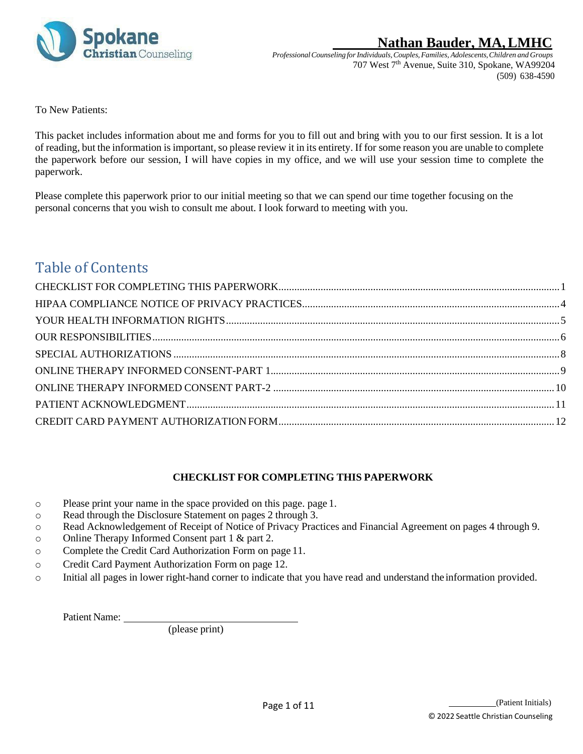Spokane Christian Counseling

# Nathan Bauder, MA, LMHC

*Professional Counseling for Individuals, Couples, Families, Adolescents, Children and Groups*
707 West 7th Avenue, Suite 310, Spokane, WA99204
(509) 638-4590

To New Patients:

This packet includes information about me and forms for you to fill out and bring with you to our first session. It is a lot of reading, but the information is important, so please review it in its entirety. If for some reason you are unable to complete the paperwork before our session, I will have copies in my office, and we will use your session time to complete the paperwork.

Please complete this paperwork prior to our initial meeting so that we can spend our time together focusing on the personal concerns that you wish to consult me about. I look forward to meeting with you.

## Table of Contents

CHECKLIST FOR COMPLETING THIS PAPERWORK.....1
HIPAA COMPLIANCE NOTICE OF PRIVACY PRACTICES.....4
YOUR HEALTH INFORMATION RIGHTS.....5
OUR RESPONSIBILITIES.....6
SPECIAL AUTHORIZATIONS.....8
ONLINE THERAPY INFORMED CONSENT-PART 1.....9
ONLINE THERAPY INFORMED CONSENT PART-2.....10
PATIENT ACKNOWLEDGMENT.....11
CREDIT CARD PAYMENT AUTHORIZATION FORM.....12

### CHECKLIST FOR COMPLETING THIS PAPERWORK

- Please print your name in the space provided on this page. page 1.
- Read through the Disclosure Statement on pages 2 through 3.
- Read Acknowledgement of Receipt of Notice of Privacy Practices and Financial Agreement on pages 4 through 9.
- Online Therapy Informed Consent part 1 & part 2.
- Complete the Credit Card Authorization Form on page 11.
- Credit Card Payment Authorization Form on page 12.
- Initial all pages in lower right-hand corner to indicate that you have read and understand the information provided.

Patient Name: ______________________________
(please print)

__________(Patient Initials)

© 2022 Seattle Christian Counseling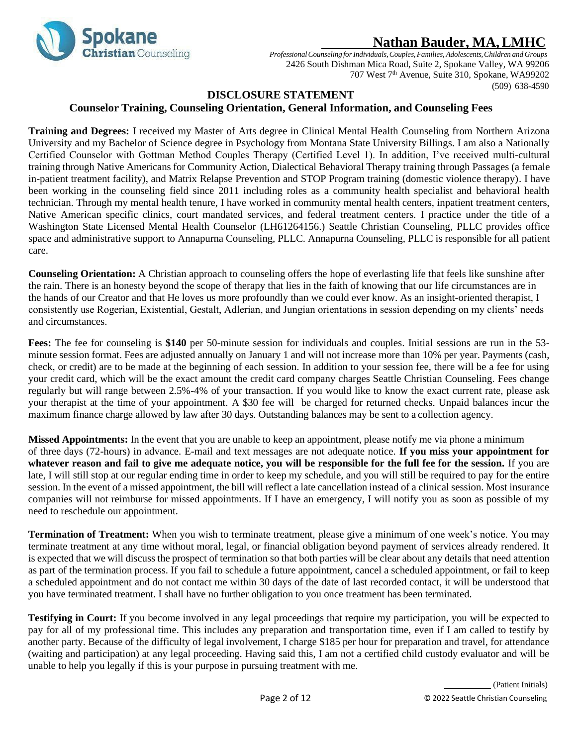# Nathan Bauder, MA, LMHC

*Professional Counseling for Individuals, Couples, Families, Adolescents, Children and Groups*
2426 South Dishman Mica Road, Suite 2, Spokane Valley, WA 99206
707 West 7th Avenue, Suite 310, Spokane, WA99202
(509) 638-4590

## DISCLOSURE STATEMENT

### Counselor Training, Counseling Orientation, General Information, and Counseling Fees

**Training and Degrees:** I received my Master of Arts degree in Clinical Mental Health Counseling from Northern Arizona University and my Bachelor of Science degree in Psychology from Montana State University Billings. I am also a Nationally Certified Counselor with Gottman Method Couples Therapy (Certified Level 1). In addition, I've received multi-cultural training through Native Americans for Community Action, Dialectical Behavioral Therapy training through Passages (a female in-patient treatment facility), and Matrix Relapse Prevention and STOP Program training (domestic violence therapy). I have been working in the counseling field since 2011 including roles as a community health specialist and behavioral health technician. Through my mental health tenure, I have worked in community mental health centers, inpatient treatment centers, Native American specific clinics, court mandated services, and federal treatment centers. I practice under the title of a Washington State Licensed Mental Health Counselor (LH61264156.) Seattle Christian Counseling, PLLC provides office space and administrative support to Annapurna Counseling, PLLC. Annapurna Counseling, PLLC is responsible for all patient care.

**Counseling Orientation:** A Christian approach to counseling offers the hope of everlasting life that feels like sunshine after the rain. There is an honesty beyond the scope of therapy that lies in the faith of knowing that our life circumstances are in the hands of our Creator and that He loves us more profoundly than we could ever know. As an insight-oriented therapist, I consistently use Rogerian, Existential, Gestalt, Adlerian, and Jungian orientations in session depending on my clients' needs and circumstances.

**Fees:** The fee for counseling is **$140** per 50-minute session for individuals and couples. Initial sessions are run in the 53-minute session format. Fees are adjusted annually on January 1 and will not increase more than 10% per year. Payments (cash, check, or credit) are to be made at the beginning of each session. In addition to your session fee, there will be a fee for using your credit card, which will be the exact amount the credit card company charges Seattle Christian Counseling. Fees change regularly but will range between 2.5%-4% of your transaction. If you would like to know the exact current rate, please ask your therapist at the time of your appointment. A $30 fee will be charged for returned checks. Unpaid balances incur the maximum finance charge allowed by law after 30 days. Outstanding balances may be sent to a collection agency.

**Missed Appointments:** In the event that you are unable to keep an appointment, please notify me via phone a minimum of three days (72-hours) in advance. E-mail and text messages are not adequate notice. **If you miss your appointment for whatever reason and fail to give me adequate notice, you will be responsible for the full fee for the session.** If you are late, I will still stop at our regular ending time in order to keep my schedule, and you will still be required to pay for the entire session. In the event of a missed appointment, the bill will reflect a late cancellation instead of a clinical session. Most insurance companies will not reimburse for missed appointments. If I have an emergency, I will notify you as soon as possible of my need to reschedule our appointment.

**Termination of Treatment:** When you wish to terminate treatment, please give a minimum of one week's notice. You may terminate treatment at any time without moral, legal, or financial obligation beyond payment of services already rendered. It is expected that we will discuss the prospect of termination so that both parties will be clear about any details that need attention as part of the termination process. If you fail to schedule a future appointment, cancel a scheduled appointment, or fail to keep a scheduled appointment and do not contact me within 30 days of the date of last recorded contact, it will be understood that you have terminated treatment. I shall have no further obligation to you once treatment has been terminated.

**Testifying in Court:** If you become involved in any legal proceedings that require my participation, you will be expected to pay for all of my professional time. This includes any preparation and transportation time, even if I am called to testify by another party. Because of the difficulty of legal involvement, I charge $185 per hour for preparation and travel, for attendance (waiting and participation) at any legal proceeding. Having said this, I am not a certified child custody evaluator and will be unable to help you legally if this is your purpose in pursuing treatment with me.

__________ (Patient Initials)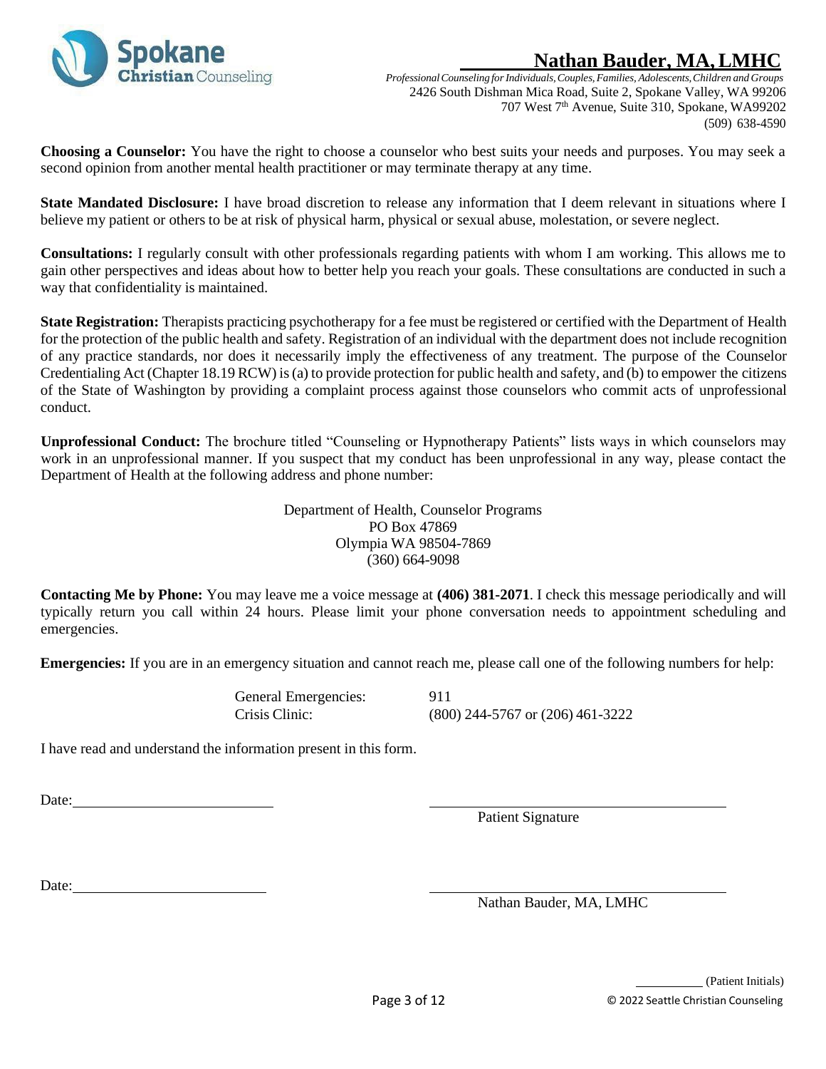**Choosing a Counselor:** You have the right to choose a counselor who best suits your needs and purposes. You may seek a second opinion from another mental health practitioner or may terminate therapy at any time.

**State Mandated Disclosure:** I have broad discretion to release any information that I deem relevant in situations where I believe my patient or others to be at risk of physical harm, physical or sexual abuse, molestation, or severe neglect.

**Consultations:** I regularly consult with other professionals regarding patients with whom I am working. This allows me to gain other perspectives and ideas about how to better help you reach your goals. These consultations are conducted in such a way that confidentiality is maintained.

**State Registration:** Therapists practicing psychotherapy for a fee must be registered or certified with the Department of Health for the protection of the public health and safety. Registration of an individual with the department does not include recognition of any practice standards, nor does it necessarily imply the effectiveness of any treatment. The purpose of the Counselor Credentialing Act (Chapter 18.19 RCW) is (a) to provide protection for public health and safety, and (b) to empower the citizens of the State of Washington by providing a complaint process against those counselors who commit acts of unprofessional conduct.

**Unprofessional Conduct:** The brochure titled "Counseling or Hypnotherapy Patients" lists ways in which counselors may work in an unprofessional manner. If you suspect that my conduct has been unprofessional in any way, please contact the Department of Health at the following address and phone number:

Department of Health, Counselor Programs
PO Box 47869
Olympia WA 98504-7869
(360) 664-9098

**Contacting Me by Phone:** You may leave me a voice message at **(406) 381-2071**. I check this message periodically and will typically return you call within 24 hours. Please limit your phone conversation needs to appointment scheduling and emergencies.

**Emergencies:** If you are in an emergency situation and cannot reach me, please call one of the following numbers for help:

| | |
|---|---|
| General Emergencies: | 911 |
| Crisis Clinic: | (800) 244-5767 or (206) 461-3222 |

I have read and understand the information present in this form.

Date:\_\_\_\_\_\_\_\_\_\_\_\_\_\_\_\_\_\_\_\_\_\_\_\_ \_\_\_\_\_\_\_\_\_\_\_\_\_\_\_\_\_\_\_\_\_\_\_\_\_\_\_\_\_\_
Patient Signature

Date:\_\_\_\_\_\_\_\_\_\_\_\_\_\_\_\_\_\_\_\_\_\_\_\_ \_\_\_\_\_\_\_\_\_\_\_\_\_\_\_\_\_\_\_\_\_\_\_\_\_\_\_\_\_\_
Nathan Bauder, MA, LMHC

\_\_\_\_\_\_\_\_\_ (Patient Initials)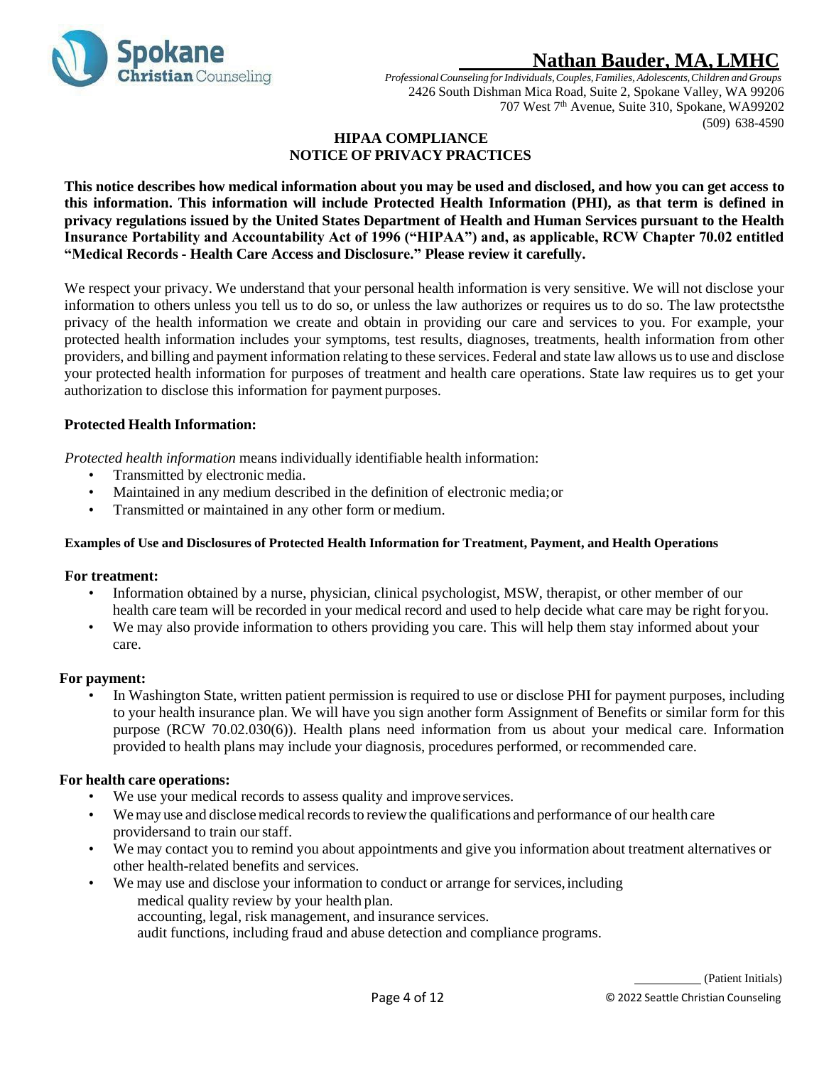**Nathan Bauder, MA, LMHC**

*Professional Counseling for Individuals, Couples, Families, Adolescents, Children and Groups*
2426 South Dishman Mica Road, Suite 2, Spokane Valley, WA 99206
707 West 7th Avenue, Suite 310, Spokane, WA99202
(509) 638-4590

## HIPAA COMPLIANCE
## NOTICE OF PRIVACY PRACTICES

**This notice describes how medical information about you may be used and disclosed, and how you can get access to this information. This information will include Protected Health Information (PHI), as that term is defined in privacy regulations issued by the United States Department of Health and Human Services pursuant to the Health Insurance Portability and Accountability Act of 1996 ("HIPAA") and, as applicable, RCW Chapter 70.02 entitled "Medical Records - Health Care Access and Disclosure." Please review it carefully.**

We respect your privacy. We understand that your personal health information is very sensitive. We will not disclose your information to others unless you tell us to do so, or unless the law authorizes or requires us to do so. The law protectsthe privacy of the health information we create and obtain in providing our care and services to you. For example, your protected health information includes your symptoms, test results, diagnoses, treatments, health information from other providers, and billing and payment information relating to these services. Federal and state law allows us to use and disclose your protected health information for purposes of treatment and health care operations. State law requires us to get your authorization to disclose this information for payment purposes.

### Protected Health Information:

*Protected health information* means individually identifiable health information:

- Transmitted by electronic media.
- Maintained in any medium described in the definition of electronic media; or
- Transmitted or maintained in any other form or medium.

#### Examples of Use and Disclosures of Protected Health Information for Treatment, Payment, and Health Operations

**For treatment:**

- Information obtained by a nurse, physician, clinical psychologist, MSW, therapist, or other member of our health care team will be recorded in your medical record and used to help decide what care may be right foryou.
- We may also provide information to others providing you care. This will help them stay informed about your care.

**For payment:**

- In Washington State, written patient permission is required to use or disclose PHI for payment purposes, including to your health insurance plan. We will have you sign another form Assignment of Benefits or similar form for this purpose (RCW 70.02.030(6)). Health plans need information from us about your medical care. Information provided to health plans may include your diagnosis, procedures performed, or recommended care.

**For health care operations:**

- We use your medical records to assess quality and improve services.
- We may use and disclose medical records to review the qualifications and performance of our health care providersand to train our staff.
- We may contact you to remind you about appointments and give you information about treatment alternatives or other health-related benefits and services.
- We may use and disclose your information to conduct or arrange for services, including
  - medical quality review by your health plan.
  - accounting, legal, risk management, and insurance services.
  - audit functions, including fraud and abuse detection and compliance programs.

__________ (Patient Initials)

© 2022 Seattle Christian Counseling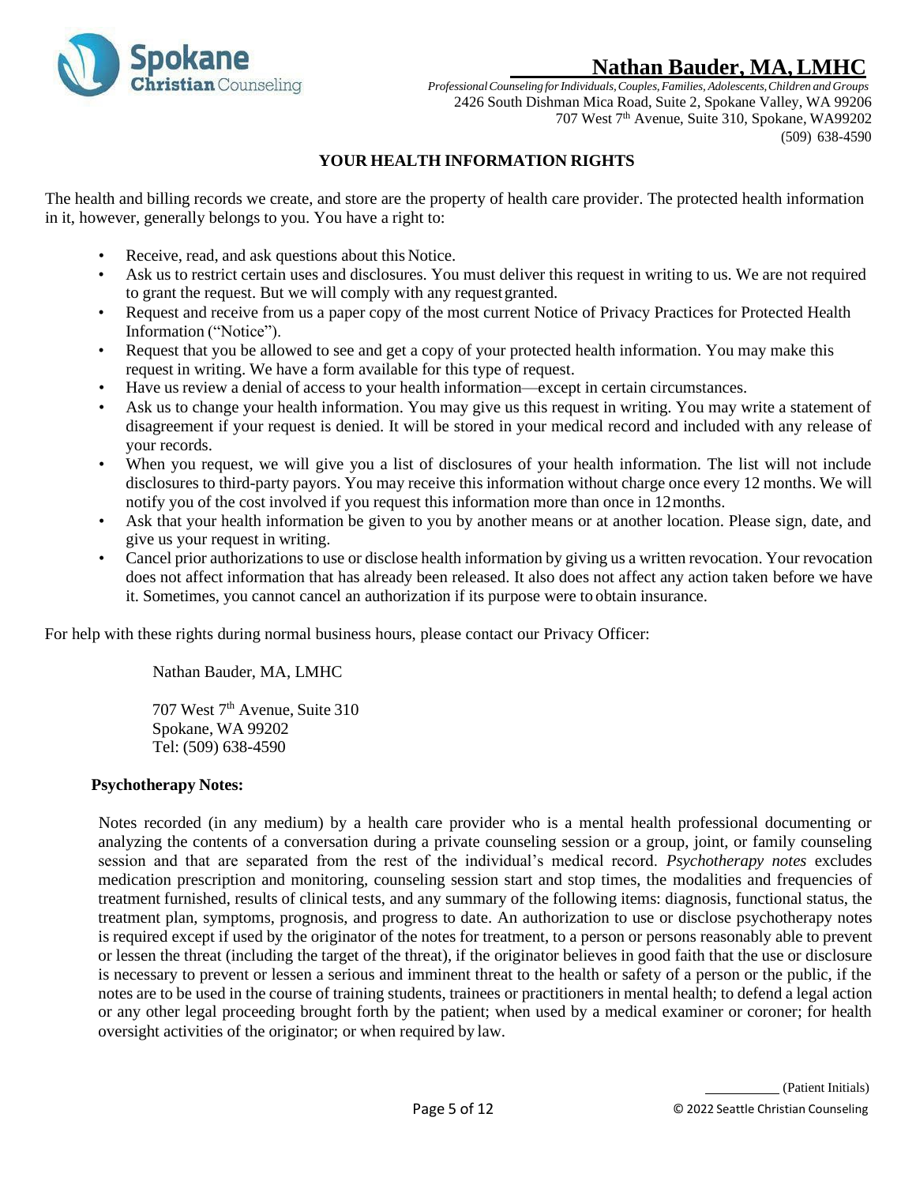# Nathan Bauder, MA, LMHC

*Professional Counseling for Individuals, Couples, Families, Adolescents, Children and Groups*
2426 South Dishman Mica Road, Suite 2, Spokane Valley, WA 99206
707 West 7th Avenue, Suite 310, Spokane, WA99202
(509) 638-4590

## YOUR HEALTH INFORMATION RIGHTS

The health and billing records we create, and store are the property of health care provider. The protected health information in it, however, generally belongs to you. You have a right to:

- Receive, read, and ask questions about this Notice.
- Ask us to restrict certain uses and disclosures. You must deliver this request in writing to us. We are not required to grant the request. But we will comply with any request granted.
- Request and receive from us a paper copy of the most current Notice of Privacy Practices for Protected Health Information ("Notice").
- Request that you be allowed to see and get a copy of your protected health information. You may make this request in writing. We have a form available for this type of request.
- Have us review a denial of access to your health information—except in certain circumstances.
- Ask us to change your health information. You may give us this request in writing. You may write a statement of disagreement if your request is denied. It will be stored in your medical record and included with any release of your records.
- When you request, we will give you a list of disclosures of your health information. The list will not include disclosures to third-party payors. You may receive this information without charge once every 12 months. We will notify you of the cost involved if you request this information more than once in 12 months.
- Ask that your health information be given to you by another means or at another location. Please sign, date, and give us your request in writing.
- Cancel prior authorizations to use or disclose health information by giving us a written revocation. Your revocation does not affect information that has already been released. It also does not affect any action taken before we have it. Sometimes, you cannot cancel an authorization if its purpose were to obtain insurance.

For help with these rights during normal business hours, please contact our Privacy Officer:

Nathan Bauder, MA, LMHC

707 West 7th Avenue, Suite 310
Spokane, WA 99202
Tel: (509) 638-4590

**Psychotherapy Notes:**

Notes recorded (in any medium) by a health care provider who is a mental health professional documenting or analyzing the contents of a conversation during a private counseling session or a group, joint, or family counseling session and that are separated from the rest of the individual's medical record. *Psychotherapy notes* excludes medication prescription and monitoring, counseling session start and stop times, the modalities and frequencies of treatment furnished, results of clinical tests, and any summary of the following items: diagnosis, functional status, the treatment plan, symptoms, prognosis, and progress to date. An authorization to use or disclose psychotherapy notes is required except if used by the originator of the notes for treatment, to a person or persons reasonably able to prevent or lessen the threat (including the target of the threat), if the originator believes in good faith that the use or disclosure is necessary to prevent or lessen a serious and imminent threat to the health or safety of a person or the public, if the notes are to be used in the course of training students, trainees or practitioners in mental health; to defend a legal action or any other legal proceeding brought forth by the patient; when used by a medical examiner or coroner; for health oversight activities of the originator; or when required by law.

__________ (Patient Initials)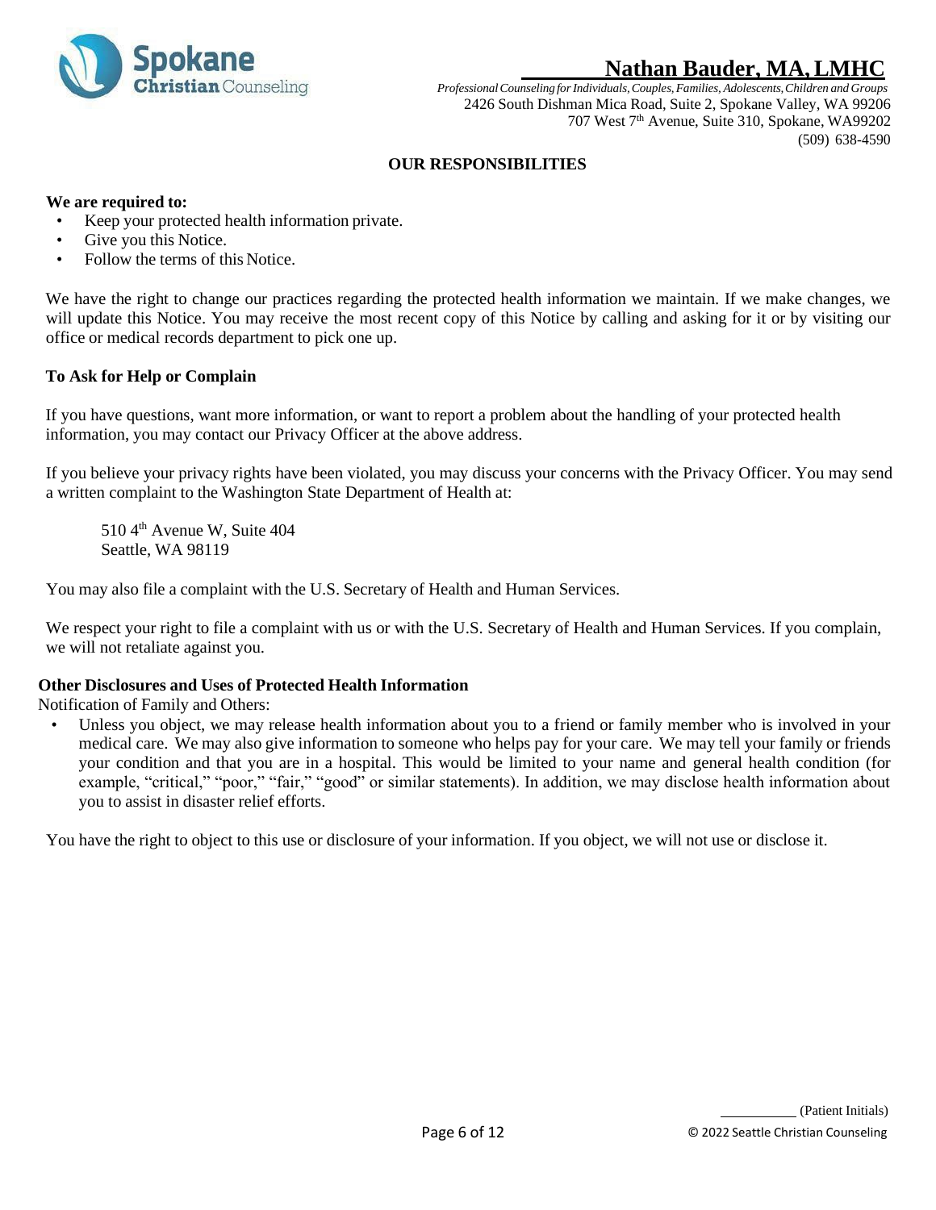## OUR RESPONSIBILITIES

**We are required to:**

- Keep your protected health information private.
- Give you this Notice.
- Follow the terms of this Notice.

We have the right to change our practices regarding the protected health information we maintain. If we make changes, we will update this Notice. You may receive the most recent copy of this Notice by calling and asking for it or by visiting our office or medical records department to pick one up.

**To Ask for Help or Complain**

If you have questions, want more information, or want to report a problem about the handling of your protected health information, you may contact our Privacy Officer at the above address.

If you believe your privacy rights have been violated, you may discuss your concerns with the Privacy Officer. You may send a written complaint to the Washington State Department of Health at:

510 4th Avenue W, Suite 404
Seattle, WA 98119

You may also file a complaint with the U.S. Secretary of Health and Human Services.

We respect your right to file a complaint with us or with the U.S. Secretary of Health and Human Services. If you complain, we will not retaliate against you.

**Other Disclosures and Uses of Protected Health Information**

Notification of Family and Others:

- Unless you object, we may release health information about you to a friend or family member who is involved in your medical care. We may also give information to someone who helps pay for your care. We may tell your family or friends your condition and that you are in a hospital. This would be limited to your name and general health condition (for example, "critical," "poor," "fair," "good" or similar statements). In addition, we may disclose health information about you to assist in disaster relief efforts.

You have the right to object to this use or disclosure of your information. If you object, we will not use or disclose it.

__________ (Patient Initials)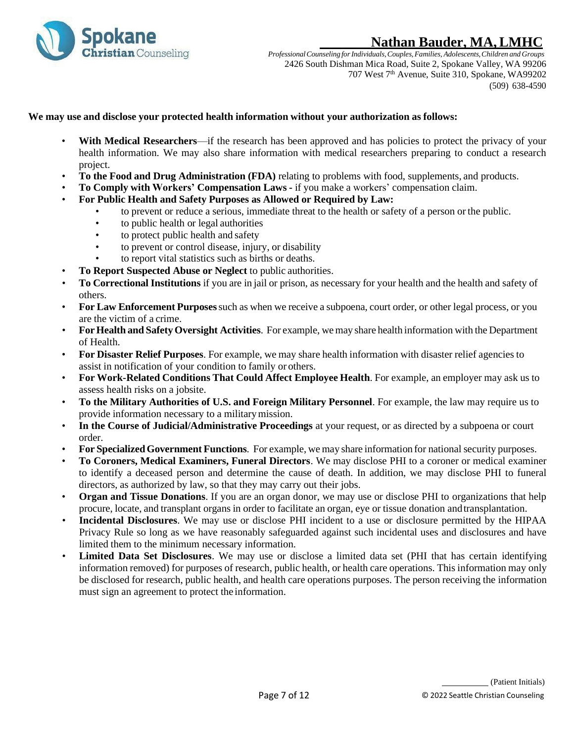**We may use and disclose your protected health information without your authorization as follows:**

- **With Medical Researchers**—if the research has been approved and has policies to protect the privacy of your health information. We may also share information with medical researchers preparing to conduct a research project.
- **To the Food and Drug Administration (FDA)** relating to problems with food, supplements, and products.
- **To Comply with Workers' Compensation Laws -** if you make a workers' compensation claim.
- **For Public Health and Safety Purposes as Allowed or Required by Law:**
  - to prevent or reduce a serious, immediate threat to the health or safety of a person or the public.
  - to public health or legal authorities
  - to protect public health and safety
  - to prevent or control disease, injury, or disability
  - to report vital statistics such as births or deaths.
- **To Report Suspected Abuse or Neglect** to public authorities.
- **To Correctional Institutions** if you are in jail or prison, as necessary for your health and the health and safety of others.
- **For Law Enforcement Purposes** such as when we receive a subpoena, court order, or other legal process, or you are the victim of a crime.
- **For Health and Safety Oversight Activities**. For example, we may share health information with the Department of Health.
- **For Disaster Relief Purposes**. For example, we may share health information with disaster relief agencies to assist in notification of your condition to family or others.
- **For Work-Related Conditions That Could Affect Employee Health**. For example, an employer may ask us to assess health risks on a jobsite.
- **To the Military Authorities of U.S. and Foreign Military Personnel**. For example, the law may require us to provide information necessary to a military mission.
- **In the Course of Judicial/Administrative Proceedings** at your request, or as directed by a subpoena or court order.
- **For Specialized Government Functions**. For example, we may share information for national security purposes.
- **To Coroners, Medical Examiners, Funeral Directors**. We may disclose PHI to a coroner or medical examiner to identify a deceased person and determine the cause of death. In addition, we may disclose PHI to funeral directors, as authorized by law, so that they may carry out their jobs.
- **Organ and Tissue Donations**. If you are an organ donor, we may use or disclose PHI to organizations that help procure, locate, and transplant organs in order to facilitate an organ, eye or tissue donation and transplantation.
- **Incidental Disclosures**. We may use or disclose PHI incident to a use or disclosure permitted by the HIPAA Privacy Rule so long as we have reasonably safeguarded against such incidental uses and disclosures and have limited them to the minimum necessary information.
- **Limited Data Set Disclosures**. We may use or disclose a limited data set (PHI that has certain identifying information removed) for purposes of research, public health, or health care operations. This information may only be disclosed for research, public health, and health care operations purposes. The person receiving the information must sign an agreement to protect the information.

__________ (Patient Initials)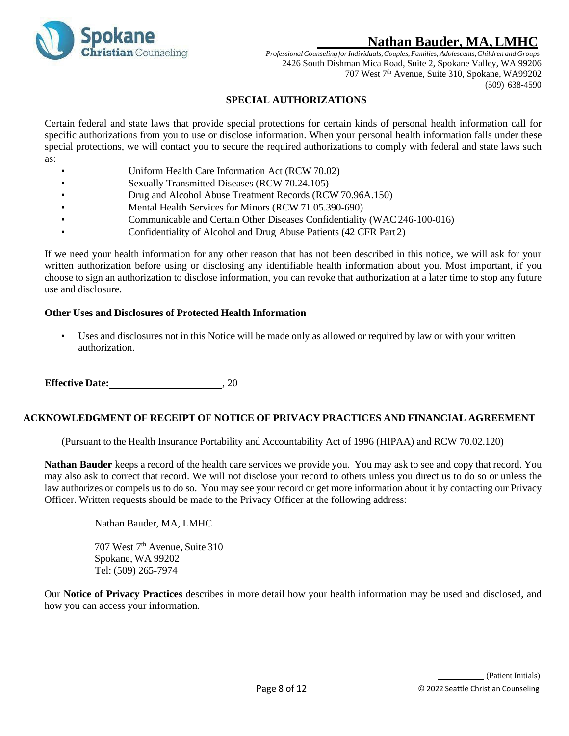## SPECIAL AUTHORIZATIONS

Certain federal and state laws that provide special protections for certain kinds of personal health information call for specific authorizations from you to use or disclose information. When your personal health information falls under these special protections, we will contact you to secure the required authorizations to comply with federal and state laws such as:

- Uniform Health Care Information Act (RCW 70.02)
- Sexually Transmitted Diseases (RCW 70.24.105)
- Drug and Alcohol Abuse Treatment Records (RCW 70.96A.150)
- Mental Health Services for Minors (RCW 71.05.390-690)
- Communicable and Certain Other Diseases Confidentiality (WAC 246-100-016)
- Confidentiality of Alcohol and Drug Abuse Patients (42 CFR Part 2)

If we need your health information for any other reason that has not been described in this notice, we will ask for your written authorization before using or disclosing any identifiable health information about you. Most important, if you choose to sign an authorization to disclose information, you can revoke that authorization at a later time to stop any future use and disclosure.

### Other Uses and Disclosures of Protected Health Information

- Uses and disclosures not in this Notice will be made only as allowed or required by law or with your written authorization.

**Effective Date:** ______________________, 20____

## ACKNOWLEDGMENT OF RECEIPT OF NOTICE OF PRIVACY PRACTICES AND FINANCIAL AGREEMENT

(Pursuant to the Health Insurance Portability and Accountability Act of 1996 (HIPAA) and RCW 70.02.120)

**Nathan Bauder** keeps a record of the health care services we provide you. You may ask to see and copy that record. You may also ask to correct that record. We will not disclose your record to others unless you direct us to do so or unless the law authorizes or compels us to do so. You may see your record or get more information about it by contacting our Privacy Officer. Written requests should be made to the Privacy Officer at the following address:

Nathan Bauder, MA, LMHC

707 West 7th Avenue, Suite 310
Spokane, WA 99202
Tel: (509) 265-7974

Our **Notice of Privacy Practices** describes in more detail how your health information may be used and disclosed, and how you can access your information.

__________ (Patient Initials)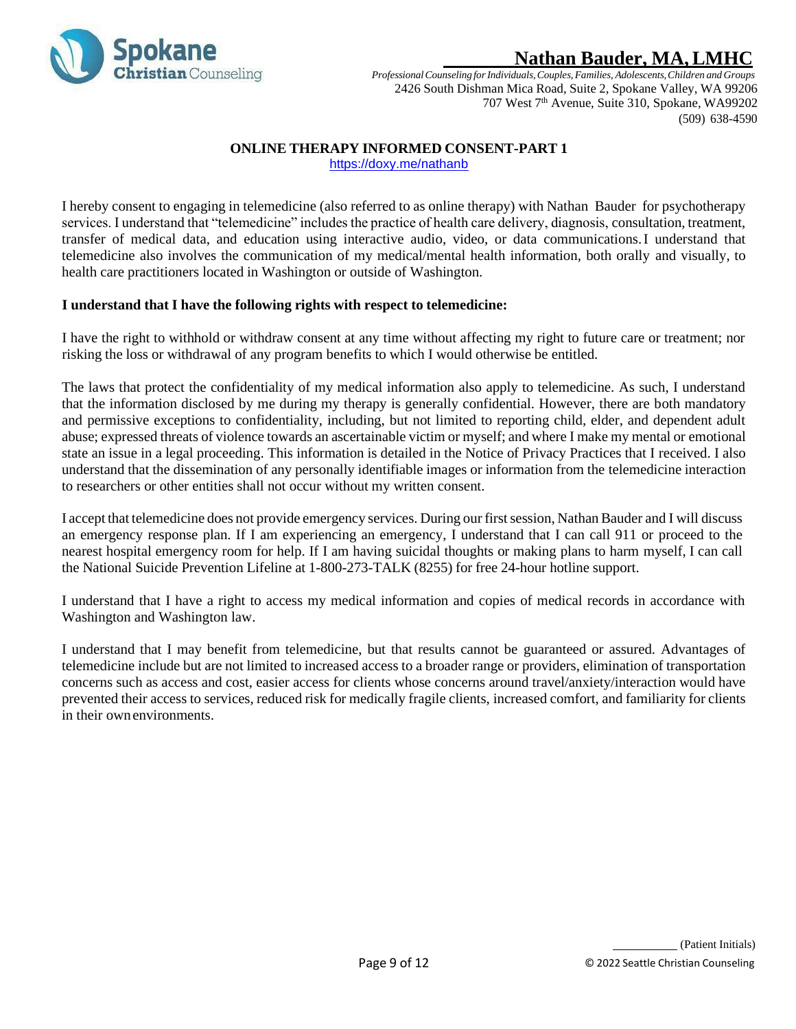**Nathan Bauder, MA, LMHC**

*Professional Counseling for Individuals, Couples, Families, Adolescents, Children and Groups*
2426 South Dishman Mica Road, Suite 2, Spokane Valley, WA 99206
707 West 7th Avenue, Suite 310, Spokane, WA99202
(509) 638-4590

## ONLINE THERAPY INFORMED CONSENT-PART 1

https://doxy.me/nathanb

I hereby consent to engaging in telemedicine (also referred to as online therapy) with Nathan Bauder for psychotherapy services. I understand that "telemedicine" includes the practice of health care delivery, diagnosis, consultation, treatment, transfer of medical data, and education using interactive audio, video, or data communications. I understand that telemedicine also involves the communication of my medical/mental health information, both orally and visually, to health care practitioners located in Washington or outside of Washington.

**I understand that I have the following rights with respect to telemedicine:**

I have the right to withhold or withdraw consent at any time without affecting my right to future care or treatment; nor risking the loss or withdrawal of any program benefits to which I would otherwise be entitled.

The laws that protect the confidentiality of my medical information also apply to telemedicine. As such, I understand that the information disclosed by me during my therapy is generally confidential. However, there are both mandatory and permissive exceptions to confidentiality, including, but not limited to reporting child, elder, and dependent adult abuse; expressed threats of violence towards an ascertainable victim or myself; and where I make my mental or emotional state an issue in a legal proceeding. This information is detailed in the Notice of Privacy Practices that I received. I also understand that the dissemination of any personally identifiable images or information from the telemedicine interaction to researchers or other entities shall not occur without my written consent.

I accept that telemedicine does not provide emergency services. During our first session, Nathan Bauder and I will discuss an emergency response plan. If I am experiencing an emergency, I understand that I can call 911 or proceed to the nearest hospital emergency room for help. If I am having suicidal thoughts or making plans to harm myself, I can call the National Suicide Prevention Lifeline at 1-800-273-TALK (8255) for free 24-hour hotline support.

I understand that I have a right to access my medical information and copies of medical records in accordance with Washington and Washington law.

I understand that I may benefit from telemedicine, but that results cannot be guaranteed or assured. Advantages of telemedicine include but are not limited to increased access to a broader range or providers, elimination of transportation concerns such as access and cost, easier access for clients whose concerns around travel/anxiety/interaction would have prevented their access to services, reduced risk for medically fragile clients, increased comfort, and familiarity for clients in their own environments.

__________ (Patient Initials)

© 2022 Seattle Christian Counseling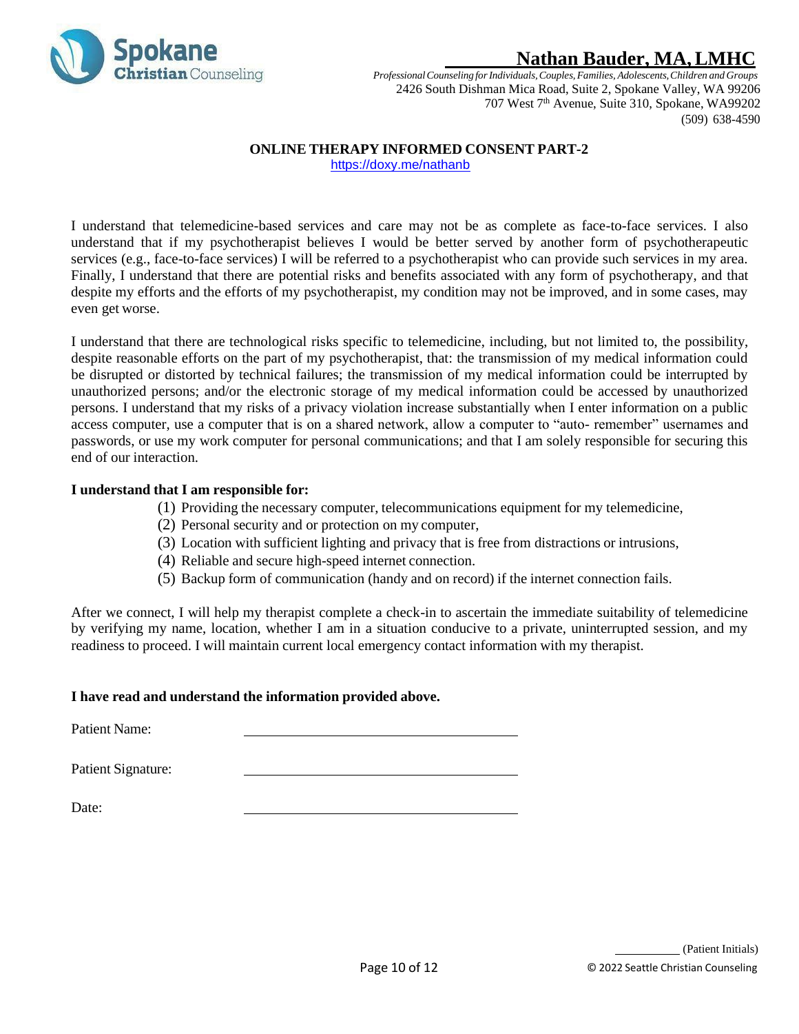**Spokane Christian Counseling**

**Nathan Bauder, MA, LMHC**

*Professional Counseling for Individuals, Couples, Families, Adolescents, Children and Groups*
2426 South Dishman Mica Road, Suite 2, Spokane Valley, WA 99206
707 West 7th Avenue, Suite 310, Spokane, WA99202
(509) 638-4590

## ONLINE THERAPY INFORMED CONSENT PART-2

https://doxy.me/nathanb

I understand that telemedicine-based services and care may not be as complete as face-to-face services. I also understand that if my psychotherapist believes I would be better served by another form of psychotherapeutic services (e.g., face-to-face services) I will be referred to a psychotherapist who can provide such services in my area. Finally, I understand that there are potential risks and benefits associated with any form of psychotherapy, and that despite my efforts and the efforts of my psychotherapist, my condition may not be improved, and in some cases, may even get worse.

I understand that there are technological risks specific to telemedicine, including, but not limited to, the possibility, despite reasonable efforts on the part of my psychotherapist, that: the transmission of my medical information could be disrupted or distorted by technical failures; the transmission of my medical information could be interrupted by unauthorized persons; and/or the electronic storage of my medical information could be accessed by unauthorized persons. I understand that my risks of a privacy violation increase substantially when I enter information on a public access computer, use a computer that is on a shared network, allow a computer to "auto- remember" usernames and passwords, or use my work computer for personal communications; and that I am solely responsible for securing this end of our interaction.

**I understand that I am responsible for:**

1. Providing the necessary computer, telecommunications equipment for my telemedicine,
2. Personal security and or protection on my computer,
3. Location with sufficient lighting and privacy that is free from distractions or intrusions,
4. Reliable and secure high-speed internet connection.
5. Backup form of communication (handy and on record) if the internet connection fails.

After we connect, I will help my therapist complete a check-in to ascertain the immediate suitability of telemedicine by verifying my name, location, whether I am in a situation conducive to a private, uninterrupted session, and my readiness to proceed. I will maintain current local emergency contact information with my therapist.

**I have read and understand the information provided above.**

Patient Name: ______________________________

Patient Signature: ______________________________

Date: ______________________________

__________ (Patient Initials)

© 2022 Seattle Christian Counseling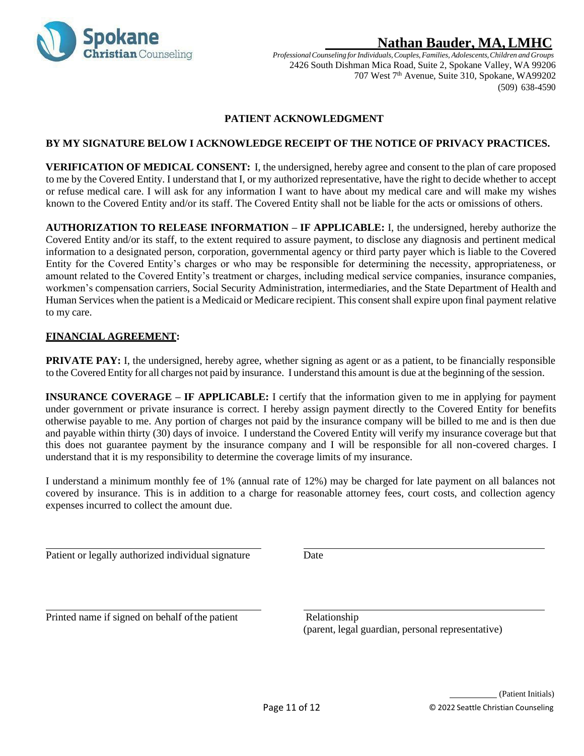**Nathan Bauder, MA, LMHC**

*Professional Counseling for Individuals, Couples, Families, Adolescents, Children and Groups*
2426 South Dishman Mica Road, Suite 2, Spokane Valley, WA 99206
707 West 7th Avenue, Suite 310, Spokane, WA99202
(509) 638-4590

## PATIENT ACKNOWLEDGMENT

**BY MY SIGNATURE BELOW I ACKNOWLEDGE RECEIPT OF THE NOTICE OF PRIVACY PRACTICES.**

**VERIFICATION OF MEDICAL CONSENT:** I, the undersigned, hereby agree and consent to the plan of care proposed to me by the Covered Entity. I understand that I, or my authorized representative, have the right to decide whether to accept or refuse medical care. I will ask for any information I want to have about my medical care and will make my wishes known to the Covered Entity and/or its staff. The Covered Entity shall not be liable for the acts or omissions of others.

**AUTHORIZATION TO RELEASE INFORMATION – IF APPLICABLE:** I, the undersigned, hereby authorize the Covered Entity and/or its staff, to the extent required to assure payment, to disclose any diagnosis and pertinent medical information to a designated person, corporation, governmental agency or third party payer which is liable to the Covered Entity for the Covered Entity's charges or who may be responsible for determining the necessity, appropriateness, or amount related to the Covered Entity's treatment or charges, including medical service companies, insurance companies, workmen's compensation carriers, Social Security Administration, intermediaries, and the State Department of Health and Human Services when the patient is a Medicaid or Medicare recipient. This consent shall expire upon final payment relative to my care.

**<u>FINANCIAL AGREEMENT</u>:**

**PRIVATE PAY:** I, the undersigned, hereby agree, whether signing as agent or as a patient, to be financially responsible to the Covered Entity for all charges not paid by insurance. I understand this amount is due at the beginning of the session.

**INSURANCE COVERAGE – IF APPLICABLE:** I certify that the information given to me in applying for payment under government or private insurance is correct. I hereby assign payment directly to the Covered Entity for benefits otherwise payable to me. Any portion of charges not paid by the insurance company will be billed to me and is then due and payable within thirty (30) days of invoice. I understand the Covered Entity will verify my insurance coverage but that this does not guarantee payment by the insurance company and I will be responsible for all non-covered charges. I understand that it is my responsibility to determine the coverage limits of my insurance.

I understand a minimum monthly fee of 1% (annual rate of 12%) may be charged for late payment on all balances not covered by insurance. This is in addition to a charge for reasonable attorney fees, court costs, and collection agency expenses incurred to collect the amount due.

\_\_\_\_\_\_\_\_\_\_\_\_\_\_\_\_\_\_\_\_\_\_\_\_\_\_\_\_\_\_\_\_\_\_\_\_\_\_\_\_ \_\_\_\_\_\_\_\_\_\_\_\_\_\_\_\_\_\_\_\_\_\_\_\_\_\_\_\_\_\_\_\_\_\_\_\_\_\_\_\_
Patient or legally authorized individual signature Date

\_\_\_\_\_\_\_\_\_\_\_\_\_\_\_\_\_\_\_\_\_\_\_\_\_\_\_\_\_\_\_\_\_\_\_\_\_\_\_\_ \_\_\_\_\_\_\_\_\_\_\_\_\_\_\_\_\_\_\_\_\_\_\_\_\_\_\_\_\_\_\_\_\_\_\_\_\_\_\_\_
Printed name if signed on behalf of the patient Relationship
(parent, legal guardian, personal representative)

\_\_\_\_\_\_\_\_\_\_ (Patient Initials)

© 2022 Seattle Christian Counseling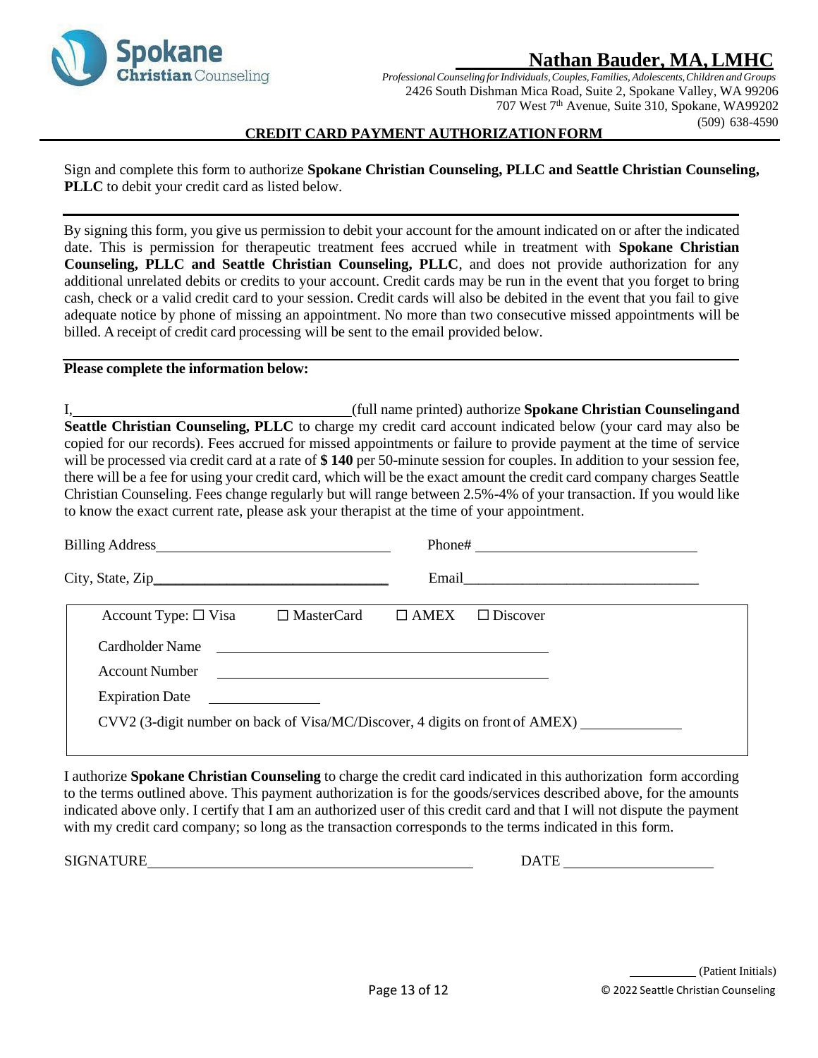**Nathan Bauder, MA, LMHC**

*Professional Counseling for Individuals, Couples, Families, Adolescents, Children and Groups*
2426 South Dishman Mica Road, Suite 2, Spokane Valley, WA 99206
707 West 7th Avenue, Suite 310, Spokane, WA99202
(509) 638-4590

## CREDIT CARD PAYMENT AUTHORIZATION FORM

Sign and complete this form to authorize **Spokane Christian Counseling, PLLC and Seattle Christian Counseling, PLLC** to debit your credit card as listed below.

---

By signing this form, you give us permission to debit your account for the amount indicated on or after the indicated date. This is permission for therapeutic treatment fees accrued while in treatment with **Spokane Christian Counseling, PLLC and Seattle Christian Counseling, PLLC**, and does not provide authorization for any additional unrelated debits or credits to your account. Credit cards may be run in the event that you forget to bring cash, check or a valid credit card to your session. Credit cards will also be debited in the event that you fail to give adequate notice by phone of missing an appointment. No more than two consecutive missed appointments will be billed. A receipt of credit card processing will be sent to the email provided below.

---

**Please complete the information below:**

I,______________________________________(full name printed) authorize **Spokane Christian Counseling and Seattle Christian Counseling, PLLC** to charge my credit card account indicated below (your card may also be copied for our records). Fees accrued for missed appointments or failure to provide payment at the time of service will be processed via credit card at a rate of **$ 140** per 50-minute session for couples. In addition to your session fee, there will be a fee for using your credit card, which will be the exact amount the credit card company charges Seattle Christian Counseling. Fees change regularly but will range between 2.5%-4% of your transaction. If you would like to know the exact current rate, please ask your therapist at the time of your appointment.

Billing Address______________________________ Phone# ______________________________

City, State, Zip______________________________ Email______________________________

Account Type: ☐ Visa ☐ MasterCard ☐ AMEX ☐ Discover

Cardholder Name ______________________________________________

Account Number ______________________________________________

Expiration Date ________________

CVV2 (3-digit number on back of Visa/MC/Discover, 4 digits on front of AMEX) ______________

I authorize **Spokane Christian Counseling** to charge the credit card indicated in this authorization form according to the terms outlined above. This payment authorization is for the goods/services described above, for the amounts indicated above only. I certify that I am an authorized user of this credit card and that I will not dispute the payment with my credit card company; so long as the transaction corresponds to the terms indicated in this form.

SIGNATURE_____________________________________________ DATE ____________________

__________ (Patient Initials)

© 2022 Seattle Christian Counseling